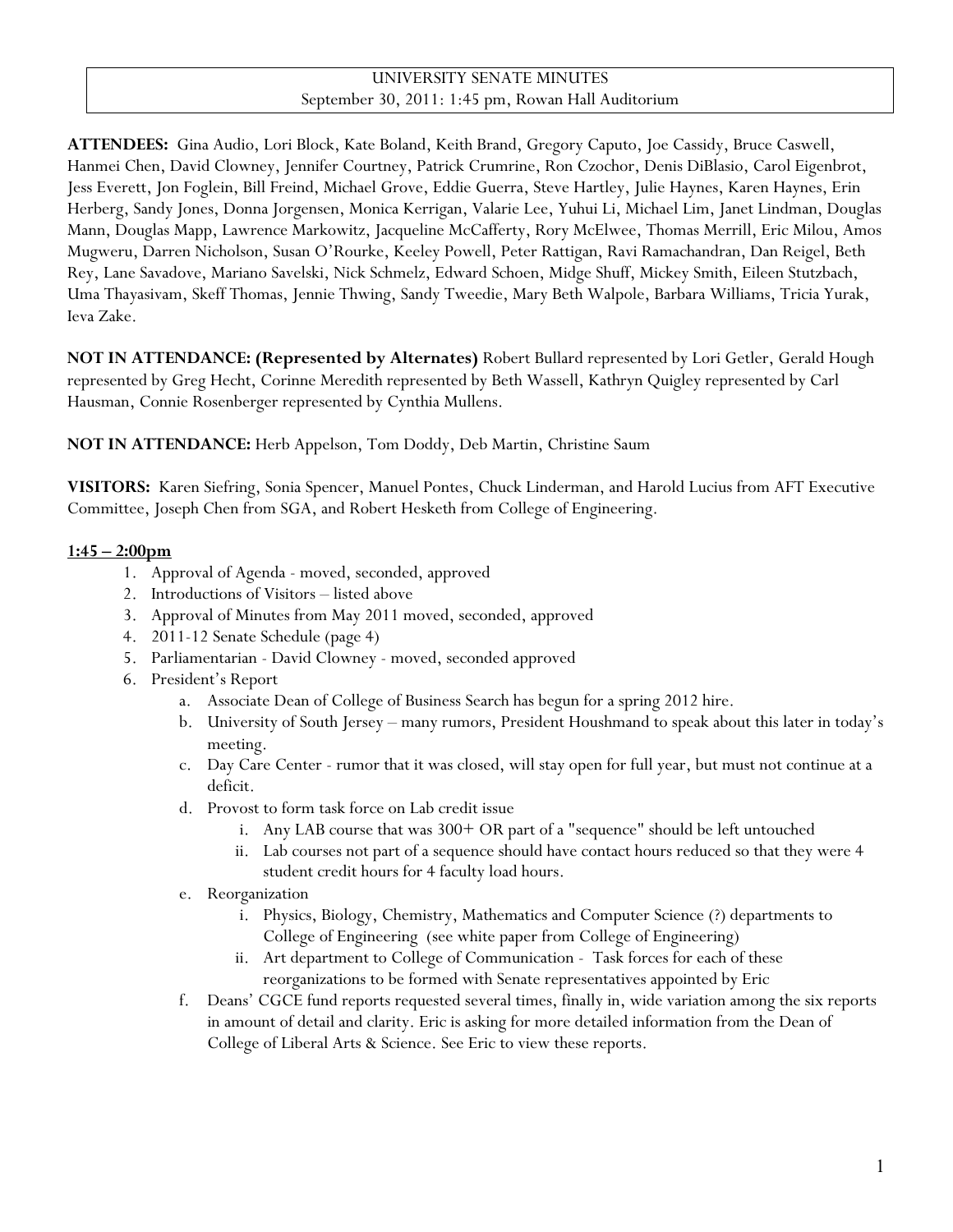# UNIVERSITY SENATE MINUTES
September 30, 2011: 1:45 pm, Rowan Hall Auditorium

**ATTENDEES:** Gina Audio, Lori Block, Kate Boland, Keith Brand, Gregory Caputo, Joe Cassidy, Bruce Caswell, Hanmei Chen, David Clowney, Jennifer Courtney, Patrick Crumrine, Ron Czochor, Denis DiBlasio, Carol Eigenbrot, Jess Everett, Jon Foglein, Bill Freind, Michael Grove, Eddie Guerra, Steve Hartley, Julie Haynes, Karen Haynes, Erin Herberg, Sandy Jones, Donna Jorgensen, Monica Kerrigan, Valarie Lee, Yuhui Li, Michael Lim, Janet Lindman, Douglas Mann, Douglas Mapp, Lawrence Markowitz, Jacqueline McCafferty, Rory McElwee, Thomas Merrill, Eric Milou, Amos Mugweru, Darren Nicholson, Susan O'Rourke, Keeley Powell, Peter Rattigan, Ravi Ramachandran, Dan Reigel, Beth Rey, Lane Savadove, Mariano Savelski, Nick Schmelz, Edward Schoen, Midge Shuff, Mickey Smith, Eileen Stutzbach, Uma Thayasivam, Skeff Thomas, Jennie Thwing, Sandy Tweedie, Mary Beth Walpole, Barbara Williams, Tricia Yurak, Ieva Zake.

**NOT IN ATTENDANCE: (Represented by Alternates)** Robert Bullard represented by Lori Getler, Gerald Hough represented by Greg Hecht, Corinne Meredith represented by Beth Wassell, Kathryn Quigley represented by Carl Hausman, Connie Rosenberger represented by Cynthia Mullens.

**NOT IN ATTENDANCE:** Herb Appelson, Tom Doddy, Deb Martin, Christine Saum

**VISITORS:** Karen Siefring, Sonia Spencer, Manuel Pontes, Chuck Linderman, and Harold Lucius from AFT Executive Committee, Joseph Chen from SGA, and Robert Hesketh from College of Engineering.

**1:45 – 2:00pm**

1. Approval of Agenda - moved, seconded, approved
2. Introductions of Visitors – listed above
3. Approval of Minutes from May 2011 moved, seconded, approved
4. 2011-12 Senate Schedule (page 4)
5. Parliamentarian - David Clowney - moved, seconded approved
6. President's Report
   a. Associate Dean of College of Business Search has begun for a spring 2012 hire.
   b. University of South Jersey – many rumors, President Houshmand to speak about this later in today's meeting.
   c. Day Care Center - rumor that it was closed, will stay open for full year, but must not continue at a deficit.
   d. Provost to form task force on Lab credit issue
      i. Any LAB course that was 300+ OR part of a "sequence" should be left untouched
      ii. Lab courses not part of a sequence should have contact hours reduced so that they were 4 student credit hours for 4 faculty load hours.
   e. Reorganization
      i. Physics, Biology, Chemistry, Mathematics and Computer Science (?) departments to College of Engineering (see white paper from College of Engineering)
      ii. Art department to College of Communication - Task forces for each of these reorganizations to be formed with Senate representatives appointed by Eric
   f. Deans' CGCE fund reports requested several times, finally in, wide variation among the six reports in amount of detail and clarity. Eric is asking for more detailed information from the Dean of College of Liberal Arts & Science. See Eric to view these reports.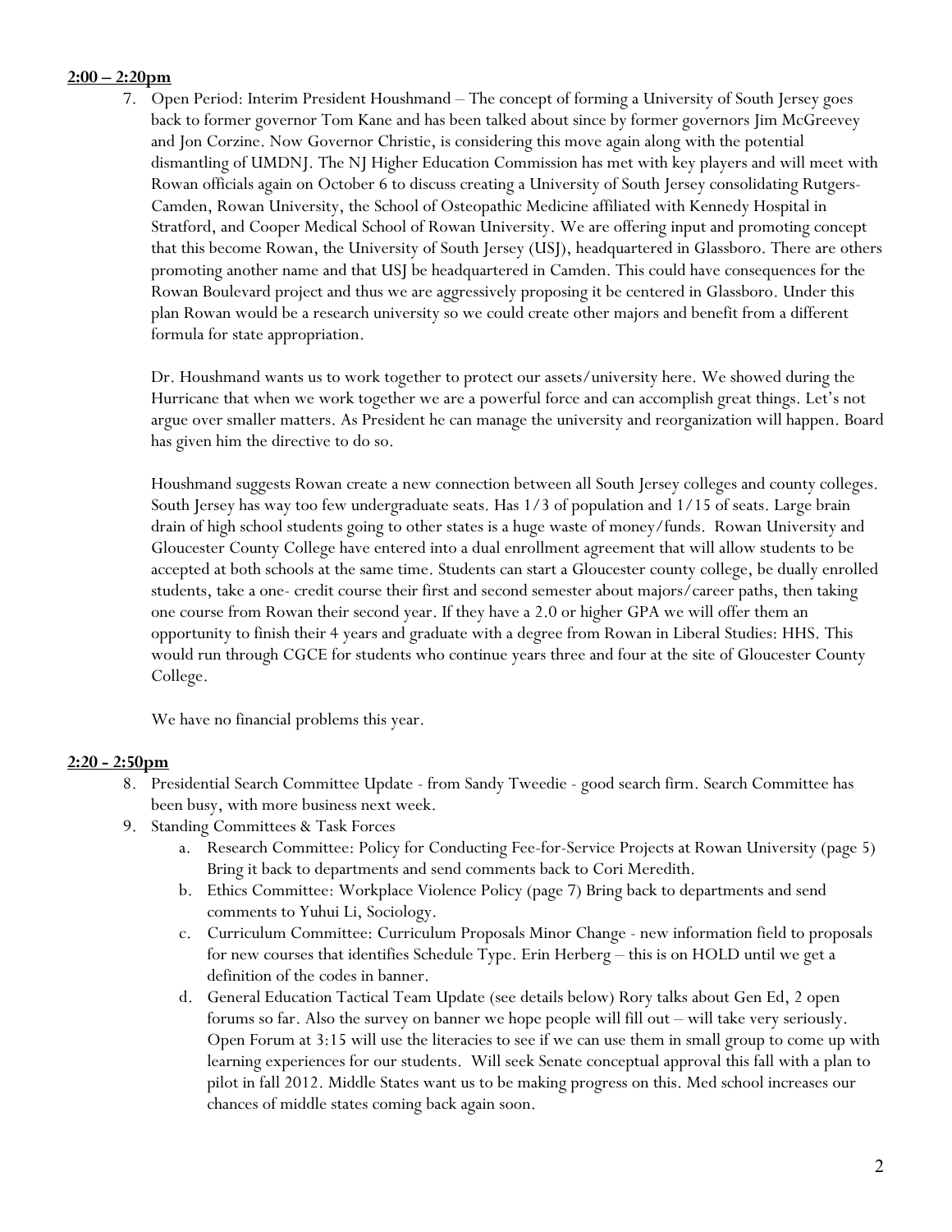**2:00 – 2:20pm**

7. Open Period: Interim President Houshmand – The concept of forming a University of South Jersey goes back to former governor Tom Kane and has been talked about since by former governors Jim McGreevey and Jon Corzine. Now Governor Christie, is considering this move again along with the potential dismantling of UMDNJ. The NJ Higher Education Commission has met with key players and will meet with Rowan officials again on October 6 to discuss creating a University of South Jersey consolidating Rutgers-Camden, Rowan University, the School of Osteopathic Medicine affiliated with Kennedy Hospital in Stratford, and Cooper Medical School of Rowan University. We are offering input and promoting concept that this become Rowan, the University of South Jersey (USJ), headquartered in Glassboro. There are others promoting another name and that USJ be headquartered in Camden. This could have consequences for the Rowan Boulevard project and thus we are aggressively proposing it be centered in Glassboro. Under this plan Rowan would be a research university so we could create other majors and benefit from a different formula for state appropriation.

   Dr. Houshmand wants us to work together to protect our assets/university here. We showed during the Hurricane that when we work together we are a powerful force and can accomplish great things. Let's not argue over smaller matters. As President he can manage the university and reorganization will happen. Board has given him the directive to do so.

   Houshmand suggests Rowan create a new connection between all South Jersey colleges and county colleges. South Jersey has way too few undergraduate seats. Has 1/3 of population and 1/15 of seats. Large brain drain of high school students going to other states is a huge waste of money/funds. Rowan University and Gloucester County College have entered into a dual enrollment agreement that will allow students to be accepted at both schools at the same time. Students can start a Gloucester county college, be dually enrolled students, take a one- credit course their first and second semester about majors/career paths, then taking one course from Rowan their second year. If they have a 2.0 or higher GPA we will offer them an opportunity to finish their 4 years and graduate with a degree from Rowan in Liberal Studies: HHS. This would run through CGCE for students who continue years three and four at the site of Gloucester County College.

   We have no financial problems this year.

**2:20 - 2:50pm**

8. Presidential Search Committee Update - from Sandy Tweedie - good search firm. Search Committee has been busy, with more business next week.
9. Standing Committees & Task Forces
   a. Research Committee: Policy for Conducting Fee-for-Service Projects at Rowan University (page 5) Bring it back to departments and send comments back to Cori Meredith.
   b. Ethics Committee: Workplace Violence Policy (page 7) Bring back to departments and send comments to Yuhui Li, Sociology.
   c. Curriculum Committee: Curriculum Proposals Minor Change - new information field to proposals for new courses that identifies Schedule Type. Erin Herberg – this is on HOLD until we get a definition of the codes in banner.
   d. General Education Tactical Team Update (see details below) Rory talks about Gen Ed, 2 open forums so far. Also the survey on banner we hope people will fill out – will take very seriously. Open Forum at 3:15 will use the literacies to see if we can use them in small group to come up with learning experiences for our students. Will seek Senate conceptual approval this fall with a plan to pilot in fall 2012. Middle States want us to be making progress on this. Med school increases our chances of middle states coming back again soon.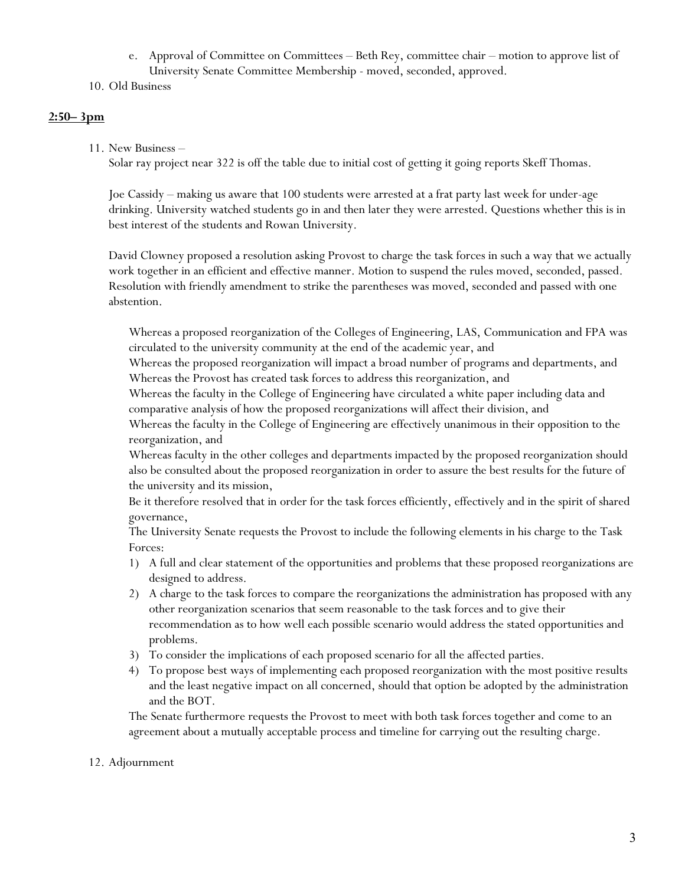e. Approval of Committee on Committees – Beth Rey, committee chair – motion to approve list of University Senate Committee Membership - moved, seconded, approved.

10. Old Business

**2:50– 3pm**

11. New Business –

    Solar ray project near 322 is off the table due to initial cost of getting it going reports Skeff Thomas.

    Joe Cassidy – making us aware that 100 students were arrested at a frat party last week for under-age drinking. University watched students go in and then later they were arrested. Questions whether this is in best interest of the students and Rowan University.

    David Clowney proposed a resolution asking Provost to charge the task forces in such a way that we actually work together in an efficient and effective manner. Motion to suspend the rules moved, seconded, passed. Resolution with friendly amendment to strike the parentheses was moved, seconded and passed with one abstention.

    Whereas a proposed reorganization of the Colleges of Engineering, LAS, Communication and FPA was circulated to the university community at the end of the academic year, and
    Whereas the proposed reorganization will impact a broad number of programs and departments, and
    Whereas the Provost has created task forces to address this reorganization, and
    Whereas the faculty in the College of Engineering have circulated a white paper including data and comparative analysis of how the proposed reorganizations will affect their division, and
    Whereas the faculty in the College of Engineering are effectively unanimous in their opposition to the reorganization, and
    Whereas faculty in the other colleges and departments impacted by the proposed reorganization should also be consulted about the proposed reorganization in order to assure the best results for the future of the university and its mission,
    Be it therefore resolved that in order for the task forces efficiently, effectively and in the spirit of shared governance,
    The University Senate requests the Provost to include the following elements in his charge to the Task Forces:

    1) A full and clear statement of the opportunities and problems that these proposed reorganizations are designed to address.
    2) A charge to the task forces to compare the reorganizations the administration has proposed with any other reorganization scenarios that seem reasonable to the task forces and to give their recommendation as to how well each possible scenario would address the stated opportunities and problems.
    3) To consider the implications of each proposed scenario for all the affected parties.
    4) To propose best ways of implementing each proposed reorganization with the most positive results and the least negative impact on all concerned, should that option be adopted by the administration and the BOT.

    The Senate furthermore requests the Provost to meet with both task forces together and come to an agreement about a mutually acceptable process and timeline for carrying out the resulting charge.

12. Adjournment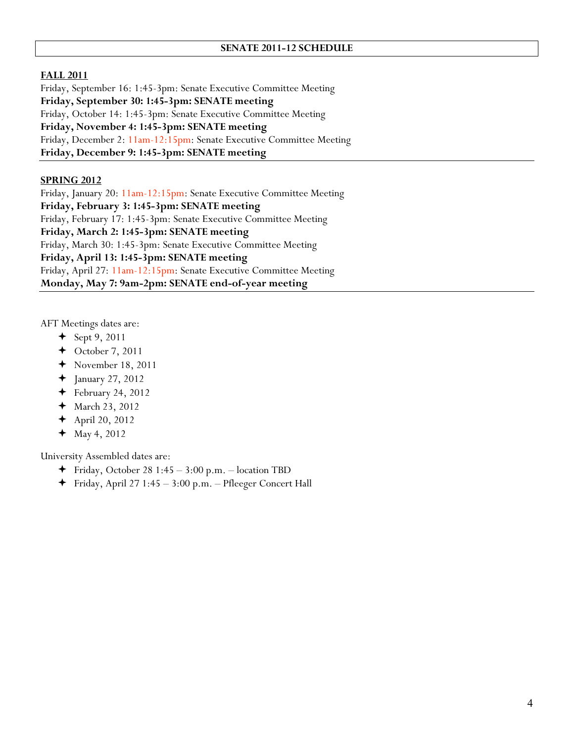# SENATE 2011-12 SCHEDULE

**FALL 2011**

Friday, September 16: 1:45-3pm: Senate Executive Committee Meeting
**Friday, September 30: 1:45-3pm: SENATE meeting**
Friday, October 14: 1:45-3pm: Senate Executive Committee Meeting
**Friday, November 4: 1:45-3pm: SENATE meeting**
Friday, December 2: 11am-12:15pm: Senate Executive Committee Meeting
**Friday, December 9: 1:45-3pm: SENATE meeting**

**SPRING 2012**

Friday, January 20: 11am-12:15pm: Senate Executive Committee Meeting
**Friday, February 3: 1:45-3pm: SENATE meeting**
Friday, February 17: 1:45-3pm: Senate Executive Committee Meeting
**Friday, March 2: 1:45-3pm: SENATE meeting**
Friday, March 30: 1:45-3pm: Senate Executive Committee Meeting
**Friday, April 13: 1:45-3pm: SENATE meeting**
Friday, April 27: 11am-12:15pm: Senate Executive Committee Meeting
**Monday, May 7: 9am-2pm: SENATE end-of-year meeting**

AFT Meetings dates are:

- Sept 9, 2011
- October 7, 2011
- November 18, 2011
- January 27, 2012
- February 24, 2012
- March 23, 2012
- April 20, 2012
- May 4, 2012

University Assembled dates are:

- Friday, October 28 1:45 – 3:00 p.m. – location TBD
- Friday, April 27 1:45 – 3:00 p.m. – Pfleeger Concert Hall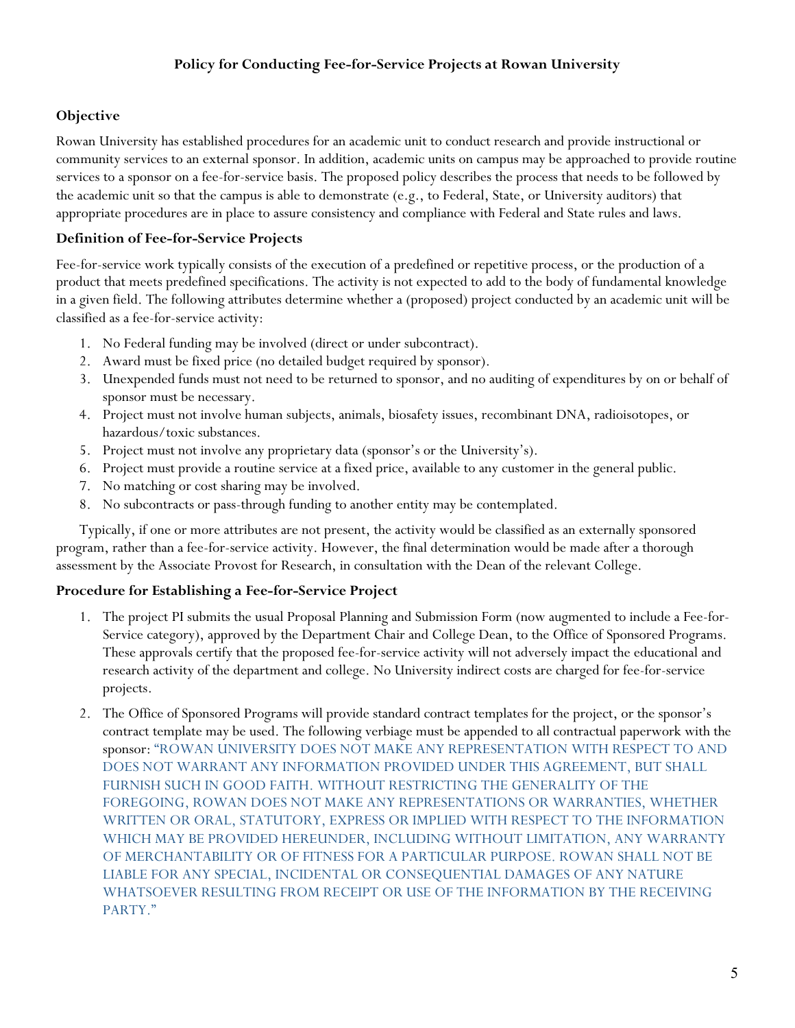**Policy for Conducting Fee-for-Service Projects at Rowan University**

## Objective

Rowan University has established procedures for an academic unit to conduct research and provide instructional or community services to an external sponsor. In addition, academic units on campus may be approached to provide routine services to a sponsor on a fee-for-service basis. The proposed policy describes the process that needs to be followed by the academic unit so that the campus is able to demonstrate (e.g., to Federal, State, or University auditors) that appropriate procedures are in place to assure consistency and compliance with Federal and State rules and laws.

## Definition of Fee-for-Service Projects

Fee-for-service work typically consists of the execution of a predefined or repetitive process, or the production of a product that meets predefined specifications. The activity is not expected to add to the body of fundamental knowledge in a given field. The following attributes determine whether a (proposed) project conducted by an academic unit will be classified as a fee-for-service activity:

1. No Federal funding may be involved (direct or under subcontract).
2. Award must be fixed price (no detailed budget required by sponsor).
3. Unexpended funds must not need to be returned to sponsor, and no auditing of expenditures by on or behalf of sponsor must be necessary.
4. Project must not involve human subjects, animals, biosafety issues, recombinant DNA, radioisotopes, or hazardous/toxic substances.
5. Project must not involve any proprietary data (sponsor's or the University's).
6. Project must provide a routine service at a fixed price, available to any customer in the general public.
7. No matching or cost sharing may be involved.
8. No subcontracts or pass-through funding to another entity may be contemplated.

Typically, if one or more attributes are not present, the activity would be classified as an externally sponsored program, rather than a fee-for-service activity. However, the final determination would be made after a thorough assessment by the Associate Provost for Research, in consultation with the Dean of the relevant College.

## Procedure for Establishing a Fee-for-Service Project

1. The project PI submits the usual Proposal Planning and Submission Form (now augmented to include a Fee-for-Service category), approved by the Department Chair and College Dean, to the Office of Sponsored Programs. These approvals certify that the proposed fee-for-service activity will not adversely impact the educational and research activity of the department and college. No University indirect costs are charged for fee-for-service projects.

2. The Office of Sponsored Programs will provide standard contract templates for the project, or the sponsor's contract template may be used. The following verbiage must be appended to all contractual paperwork with the sponsor: "ROWAN UNIVERSITY DOES NOT MAKE ANY REPRESENTATION WITH RESPECT TO AND DOES NOT WARRANT ANY INFORMATION PROVIDED UNDER THIS AGREEMENT, BUT SHALL FURNISH SUCH IN GOOD FAITH. WITHOUT RESTRICTING THE GENERALITY OF THE FOREGOING, ROWAN DOES NOT MAKE ANY REPRESENTATIONS OR WARRANTIES, WHETHER WRITTEN OR ORAL, STATUTORY, EXPRESS OR IMPLIED WITH RESPECT TO THE INFORMATION WHICH MAY BE PROVIDED HEREUNDER, INCLUDING WITHOUT LIMITATION, ANY WARRANTY OF MERCHANTABILITY OR OF FITNESS FOR A PARTICULAR PURPOSE. ROWAN SHALL NOT BE LIABLE FOR ANY SPECIAL, INCIDENTAL OR CONSEQUENTIAL DAMAGES OF ANY NATURE WHATSOEVER RESULTING FROM RECEIPT OR USE OF THE INFORMATION BY THE RECEIVING PARTY."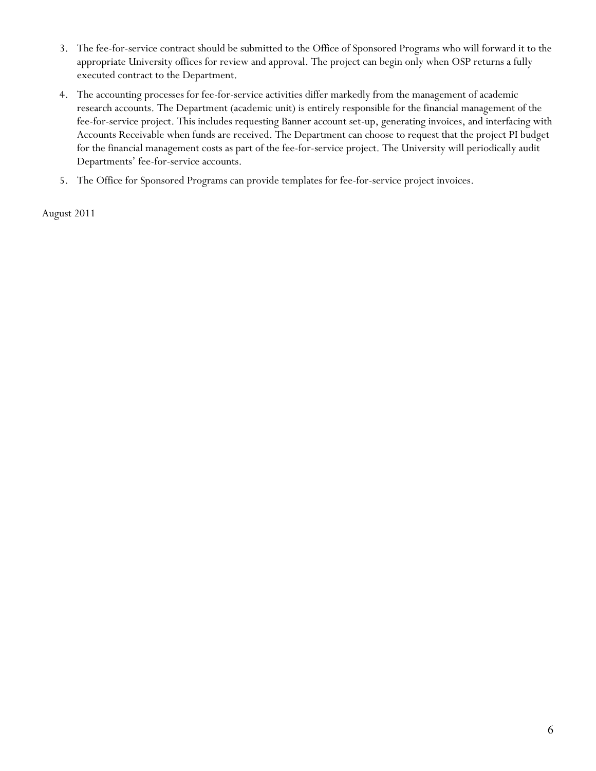3. The fee-for-service contract should be submitted to the Office of Sponsored Programs who will forward it to the appropriate University offices for review and approval. The project can begin only when OSP returns a fully executed contract to the Department.
4. The accounting processes for fee-for-service activities differ markedly from the management of academic research accounts. The Department (academic unit) is entirely responsible for the financial management of the fee-for-service project. This includes requesting Banner account set-up, generating invoices, and interfacing with Accounts Receivable when funds are received. The Department can choose to request that the project PI budget for the financial management costs as part of the fee-for-service project. The University will periodically audit Departments' fee-for-service accounts.
5. The Office for Sponsored Programs can provide templates for fee-for-service project invoices.

August 2011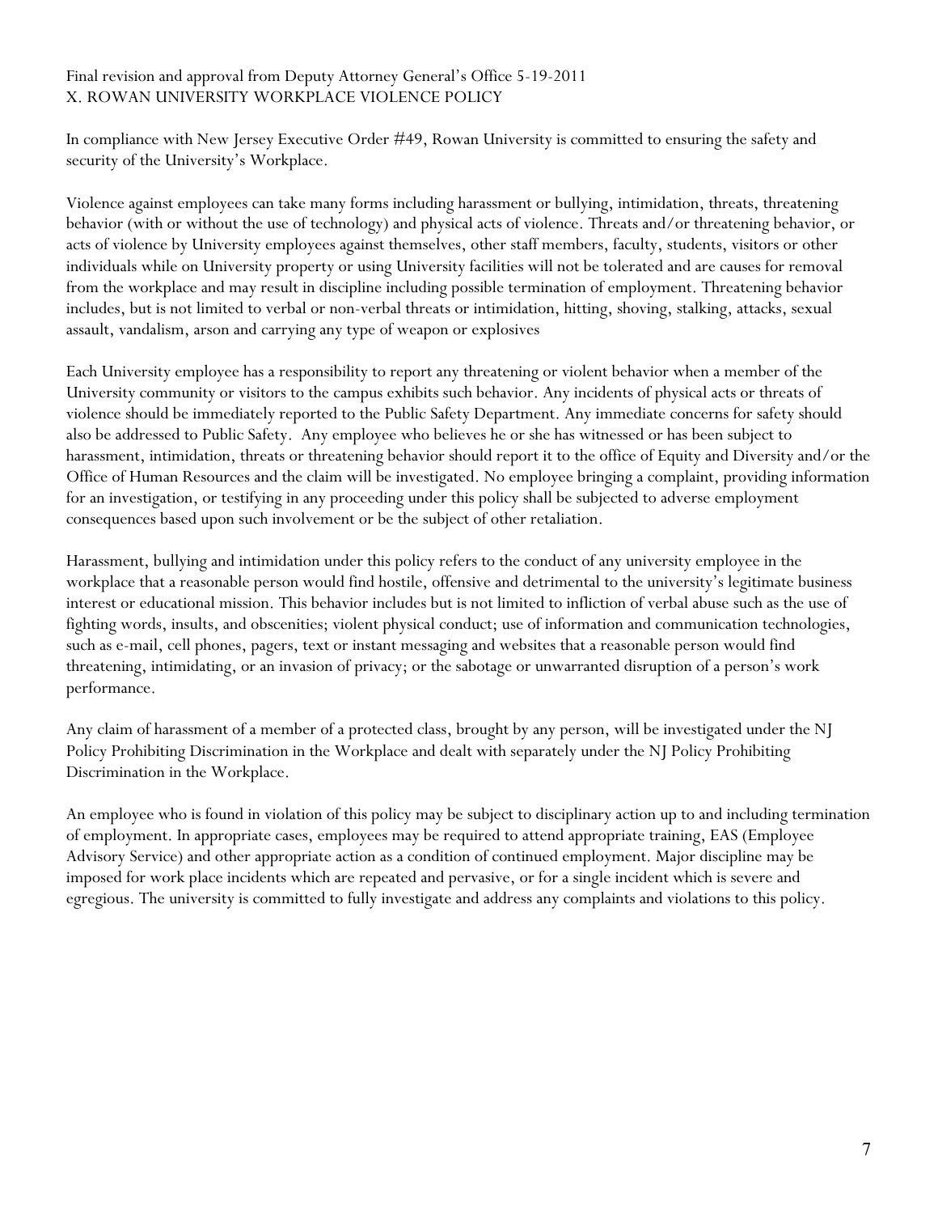Final revision and approval from Deputy Attorney General's Office 5-19-2011

## X. ROWAN UNIVERSITY WORKPLACE VIOLENCE POLICY

In compliance with New Jersey Executive Order #49, Rowan University is committed to ensuring the safety and security of the University's Workplace.

Violence against employees can take many forms including harassment or bullying, intimidation, threats, threatening behavior (with or without the use of technology) and physical acts of violence. Threats and/or threatening behavior, or acts of violence by University employees against themselves, other staff members, faculty, students, visitors or other individuals while on University property or using University facilities will not be tolerated and are causes for removal from the workplace and may result in discipline including possible termination of employment. Threatening behavior includes, but is not limited to verbal or non-verbal threats or intimidation, hitting, shoving, stalking, attacks, sexual assault, vandalism, arson and carrying any type of weapon or explosives

Each University employee has a responsibility to report any threatening or violent behavior when a member of the University community or visitors to the campus exhibits such behavior. Any incidents of physical acts or threats of violence should be immediately reported to the Public Safety Department. Any immediate concerns for safety should also be addressed to Public Safety. Any employee who believes he or she has witnessed or has been subject to harassment, intimidation, threats or threatening behavior should report it to the office of Equity and Diversity and/or the Office of Human Resources and the claim will be investigated. No employee bringing a complaint, providing information for an investigation, or testifying in any proceeding under this policy shall be subjected to adverse employment consequences based upon such involvement or be the subject of other retaliation.

Harassment, bullying and intimidation under this policy refers to the conduct of any university employee in the workplace that a reasonable person would find hostile, offensive and detrimental to the university's legitimate business interest or educational mission. This behavior includes but is not limited to infliction of verbal abuse such as the use of fighting words, insults, and obscenities; violent physical conduct; use of information and communication technologies, such as e-mail, cell phones, pagers, text or instant messaging and websites that a reasonable person would find threatening, intimidating, or an invasion of privacy; or the sabotage or unwarranted disruption of a person's work performance.

Any claim of harassment of a member of a protected class, brought by any person, will be investigated under the NJ Policy Prohibiting Discrimination in the Workplace and dealt with separately under the NJ Policy Prohibiting Discrimination in the Workplace.

An employee who is found in violation of this policy may be subject to disciplinary action up to and including termination of employment. In appropriate cases, employees may be required to attend appropriate training, EAS (Employee Advisory Service) and other appropriate action as a condition of continued employment. Major discipline may be imposed for work place incidents which are repeated and pervasive, or for a single incident which is severe and egregious. The university is committed to fully investigate and address any complaints and violations to this policy.